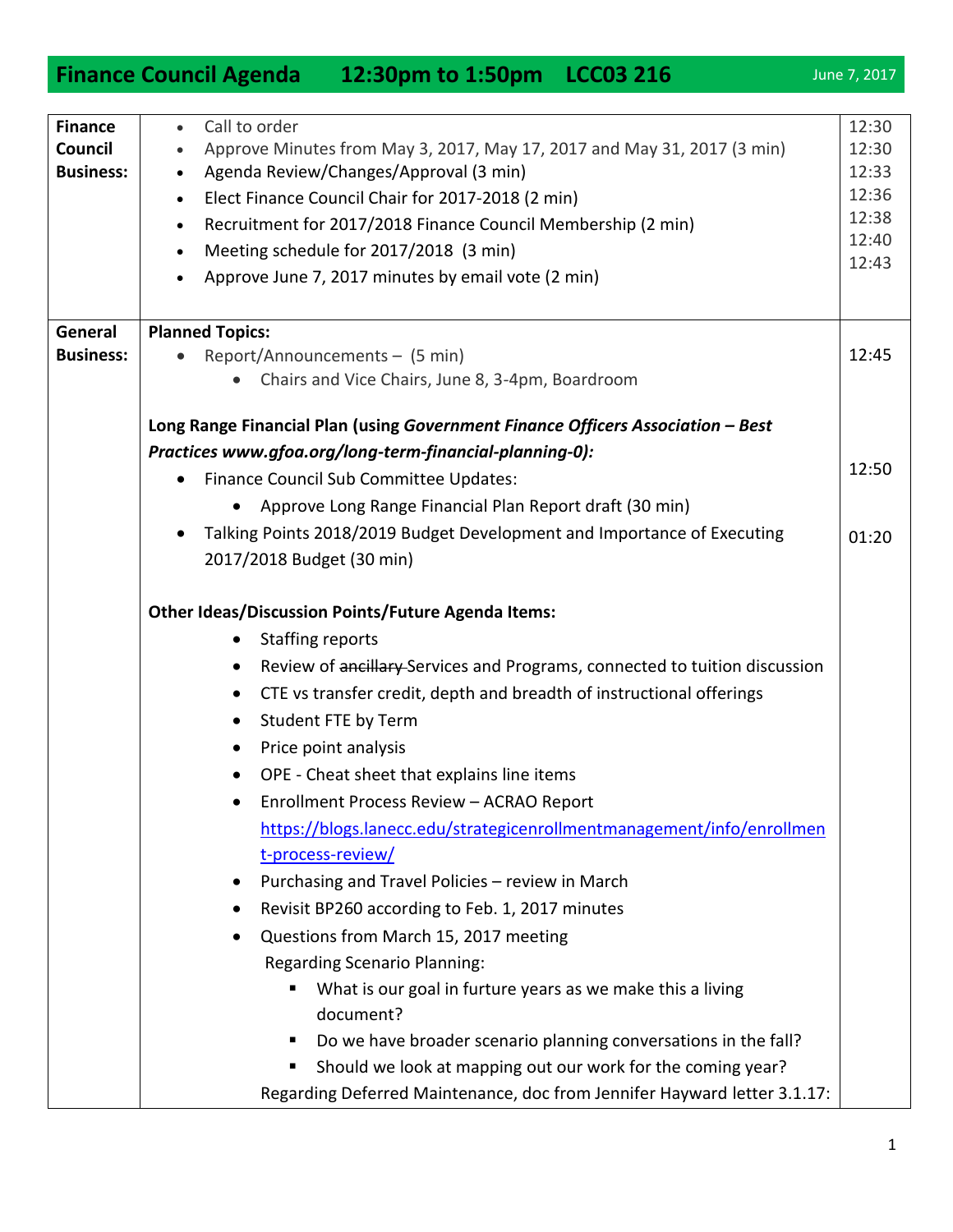# Finance Council Agenda 12:30pm to 1:50pm LCC03 216

June 7, 2017

| | | |
|---|---|---|
| **Finance Council Business:** | • Call to order<br>• Approve Minutes from May 3, 2017, May 17, 2017 and May 31, 2017 (3 min)<br>• Agenda Review/Changes/Approval (3 min)<br>• Elect Finance Council Chair for 2017-2018 (2 min)<br>• Recruitment for 2017/2018 Finance Council Membership (2 min)<br>• Meeting schedule for 2017/2018 (3 min)<br>• Approve June 7, 2017 minutes by email vote (2 min) | 12:30<br>12:30<br>12:33<br>12:36<br>12:38<br>12:40<br>12:43 |
| **General Business:** | **Planned Topics:**<br>• Report/Announcements – (5 min)<br>  ◦ Chairs and Vice Chairs, June 8, 3-4pm, Boardroom<br><br>**Long Range Financial Plan (using *Government Finance Officers Association – Best Practices www.gfoa.org/long-term-financial-planning-0):***<br>• Finance Council Sub Committee Updates:<br>  ◦ Approve Long Range Financial Plan Report draft (30 min)<br>• Talking Points 2018/2019 Budget Development and Importance of Executing 2017/2018 Budget (30 min)<br><br>**Other Ideas/Discussion Points/Future Agenda Items:**<br>  ◦ Staffing reports<br>  ◦ Review of ~~ancillary~~ Services and Programs, connected to tuition discussion<br>  ◦ CTE vs transfer credit, depth and breadth of instructional offerings<br>  ◦ Student FTE by Term<br>  ◦ Price point analysis<br>  ◦ OPE - Cheat sheet that explains line items<br>  ◦ Enrollment Process Review – ACRAO Report https://blogs.lanecc.edu/strategicenrollmentmanagement/info/enrollment-process-review/<br>  ◦ Purchasing and Travel Policies – review in March<br>  ◦ Revisit BP260 according to Feb. 1, 2017 minutes<br>  ◦ Questions from March 15, 2017 meeting<br>  Regarding Scenario Planning:<br>    ▪ What is our goal in furture years as we make this a living document?<br>    ▪ Do we have broader scenario planning conversations in the fall?<br>    ▪ Should we look at mapping out our work for the coming year?<br>  Regarding Deferred Maintenance, doc from Jennifer Hayward letter 3.1.17: | 12:45<br><br><br><br><br>12:50<br><br>01:20 |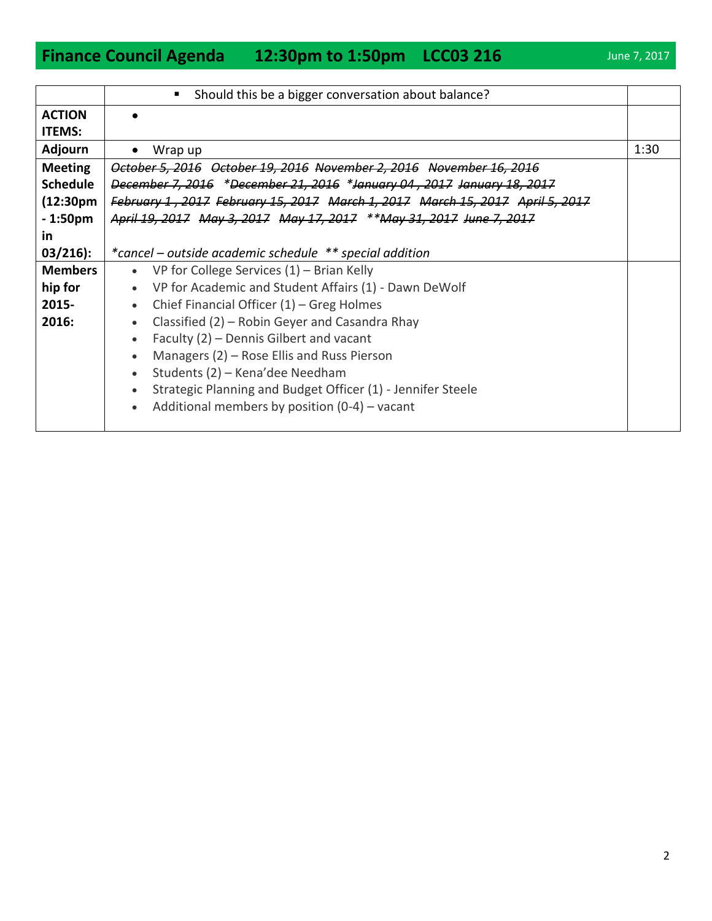# Finance Council Agenda 12:30pm to 1:50pm LCC03 216

June 7, 2017

| | | |
|---|---|---|
| | ▪ Should this be a bigger conversation about balance? | |
| **ACTION ITEMS:** | • | |
| **Adjourn** | • Wrap up | 1:30 |
| **Meeting Schedule (12:30pm - 1:50pm in 03/216):** | *~~October 5, 2016~~ ~~October 19, 2016~~ ~~November 2, 2016~~ ~~November 16, 2016~~ ~~December 7, 2016~~ \*~~December 21, 2016~~ \*~~January 04 , 2017~~ ~~January 18, 2017~~ ~~February 1 , 2017~~ ~~February 15, 2017~~ ~~March 1, 2017~~ ~~March 15, 2017~~ ~~April 5, 2017~~ ~~April 19, 2017~~ ~~May 3, 2017~~ ~~May 17, 2017~~ \*\*~~May 31, 2017~~ ~~June 7, 2017~~*<br><br>*\*cancel – outside academic schedule \*\* special addition* | |
| **Membership for 2015-2016:** | • VP for College Services (1) – Brian Kelly<br>• VP for Academic and Student Affairs (1) - Dawn DeWolf<br>• Chief Financial Officer (1) – Greg Holmes<br>• Classified (2) – Robin Geyer and Casandra Rhay<br>• Faculty (2) – Dennis Gilbert and vacant<br>• Managers (2) – Rose Ellis and Russ Pierson<br>• Students (2) – Kena'dee Needham<br>• Strategic Planning and Budget Officer (1) - Jennifer Steele<br>• Additional members by position (0-4) – vacant | |